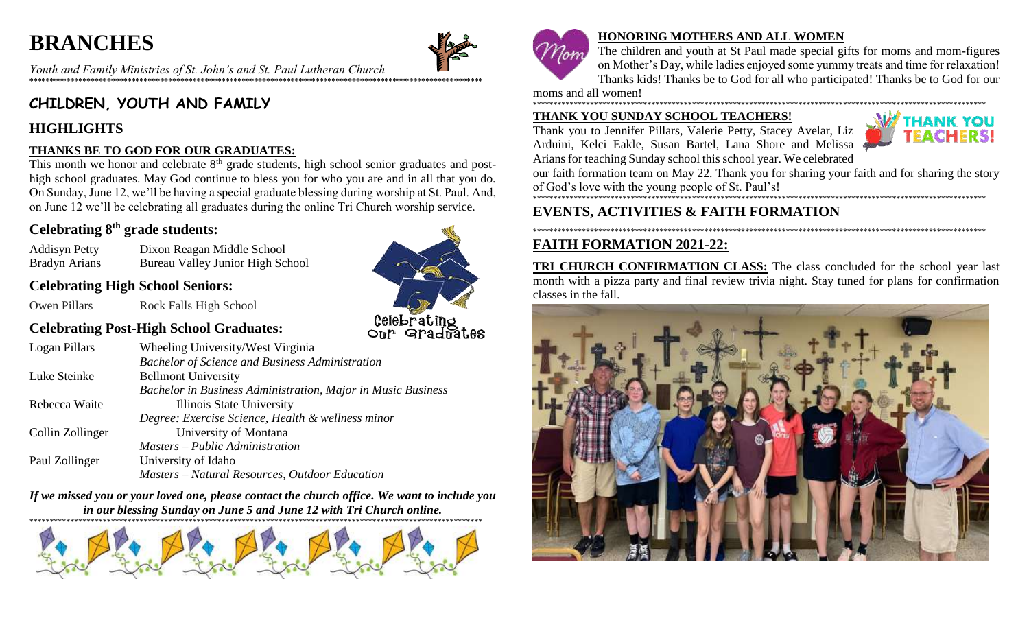# BRANCHES

*Youth and Family Ministries of St. John's and St. Paul Lutheran Church*

## CHILDREN, YOUTH AND FAMILY

## HIGHLIGHTS

### THANKS BE TO GOD FOR OUR GRADUATES:

This month we honor and celebrate 8th grade students, high school senior graduates and post-high school graduates. May God continue to bless you for who you are and in all that you do. On Sunday, June 12, we'll be having a special graduate blessing during worship at St. Paul. And, on June 12 we'll be celebrating all graduates during the online Tri Church worship service.

### Celebrating 8th grade students:

| | |
|---|---|
| Addisyn Petty | Dixon Reagan Middle School |
| Bradyn Arians | Bureau Valley Junior High School |

### Celebrating High School Seniors:

| | |
|---|---|
| Owen Pillars | Rock Falls High School |

### Celebrating Post-High School Graduates:

| | |
|---|---|
| Logan Pillars | Wheeling University/West Virginia<br>*Bachelor of Science and Business Administration* |
| Luke Steinke | Bellmont University<br>*Bachelor in Business Administration, Major in Music Business* |
| Rebecca Waite | Illinois State University<br>*Degree: Exercise Science, Health & wellness minor* |
| Collin Zollinger | University of Montana<br>*Masters – Public Administration* |
| Paul Zollinger | University of Idaho<br>*Masters – Natural Resources, Outdoor Education* |

***If we missed you or your loved one, please contact the church office. We want to include you in our blessing Sunday on June 5 and June 12 with Tri Church online.***

### HONORING MOTHERS AND ALL WOMEN

The children and youth at St Paul made special gifts for moms and mom-figures on Mother's Day, while ladies enjoyed some yummy treats and time for relaxation! Thanks kids! Thanks be to God for all who participated! Thanks be to God for our moms and all women!

### THANK YOU SUNDAY SCHOOL TEACHERS!

Thank you to Jennifer Pillars, Valerie Petty, Stacey Avelar, Liz Arduini, Kelci Eakle, Susan Bartel, Lana Shore and Melissa Arians for teaching Sunday school this school year. We celebrated our faith formation team on May 22. Thank you for sharing your faith and for sharing the story of God's love with the young people of St. Paul's!

## EVENTS, ACTIVITIES & FAITH FORMATION

### FAITH FORMATION 2021-22:

**TRI CHURCH CONFIRMATION CLASS:** The class concluded for the school year last month with a pizza party and final review trivia night. Stay tuned for plans for confirmation classes in the fall.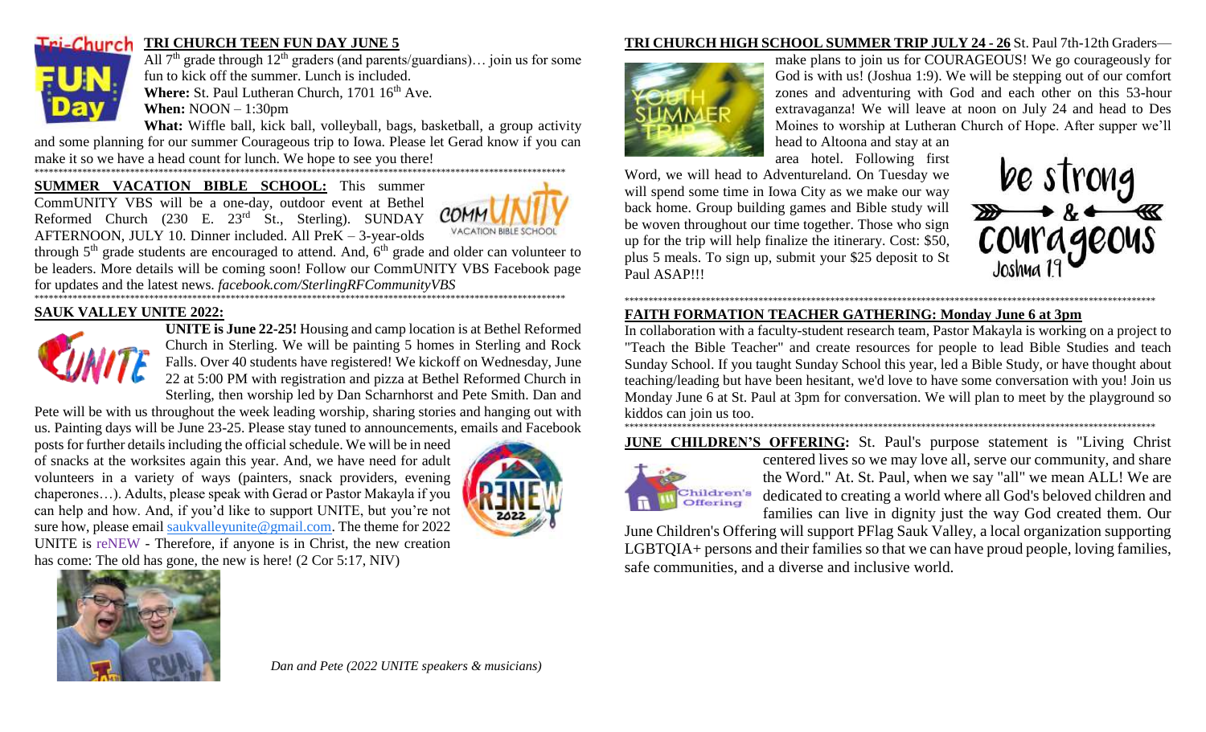## TRI CHURCH TEEN FUN DAY JUNE 5

All 7th grade through 12th graders (and parents/guardians)… join us for some fun to kick off the summer. Lunch is included.

**Where:** St. Paul Lutheran Church, 1701 16th Ave.

**When:** NOON – 1:30pm

**What:** Wiffle ball, kick ball, volleyball, bags, basketball, a group activity and some planning for our summer Courageous trip to Iowa. Please let Gerad know if you can make it so we have a head count for lunch. We hope to see you there!

## SUMMER VACATION BIBLE SCHOOL:

This summer CommUNITY VBS will be a one-day, outdoor event at Bethel Reformed Church (230 E. 23rd St., Sterling). SUNDAY AFTERNOON, JULY 10. Dinner included. All PreK – 3-year-olds through 5th grade students are encouraged to attend. And, 6th grade and older can volunteer to be leaders. More details will be coming soon! Follow our CommUNITY VBS Facebook page for updates and the latest news. *facebook.com/SterlingRFCommunityVBS*

## SAUK VALLEY UNITE 2022:

**UNITE is June 22-25!** Housing and camp location is at Bethel Reformed Church in Sterling. We will be painting 5 homes in Sterling and Rock Falls. Over 40 students have registered! We kickoff on Wednesday, June 22 at 5:00 PM with registration and pizza at Bethel Reformed Church in Sterling, then worship led by Dan Scharnhorst and Pete Smith. Dan and Pete will be with us throughout the week leading worship, sharing stories and hanging out with us. Painting days will be June 23-25. Please stay tuned to announcements, emails and Facebook posts for further details including the official schedule. We will be in need of snacks at the worksites again this year. And, we have need for adult volunteers in a variety of ways (painters, snack providers, evening chaperones…). Adults, please speak with Gerad or Pastor Makayla if you can help and how. And, if you'd like to support UNITE, but you're not sure how, please email saukvalleyunite@gmail.com. The theme for 2022 UNITE is reNEW - Therefore, if anyone is in Christ, the new creation has come: The old has gone, the new is here! (2 Cor 5:17, NIV)

*Dan and Pete (2022 UNITE speakers & musicians)*

## TRI CHURCH HIGH SCHOOL SUMMER TRIP JULY 24 - 26

St. Paul 7th-12th Graders—make plans to join us for COURAGEOUS! We go courageously for God is with us! (Joshua 1:9). We will be stepping out of our comfort zones and adventuring with God and each other on this 53-hour extravaganza! We will leave at noon on July 24 and head to Des Moines to worship at Lutheran Church of Hope. After supper we'll head to Altoona and stay at an area hotel. Following first Word, we will head to Adventureland. On Tuesday we will spend some time in Iowa City as we make our way back home. Group building games and Bible study will be woven throughout our time together. Those who sign up for the trip will help finalize the itinerary. Cost: $50, plus 5 meals. To sign up, submit your $25 deposit to St Paul ASAP!!!

## FAITH FORMATION TEACHER GATHERING: Monday June 6 at 3pm

In collaboration with a faculty-student research team, Pastor Makayla is working on a project to "Teach the Bible Teacher" and create resources for people to lead Bible Studies and teach Sunday School. If you taught Sunday School this year, led a Bible Study, or have thought about teaching/leading but have been hesitant, we'd love to have some conversation with you! Join us Monday June 6 at St. Paul at 3pm for conversation. We will plan to meet by the playground so kiddos can join us too.

## JUNE CHILDREN'S OFFERING:

St. Paul's purpose statement is "Living Christ centered lives so we may love all, serve our community, and share the Word." At St. Paul, when we say "all" we mean ALL! We are dedicated to creating a world where all God's beloved children and families can live in dignity just the way God created them. Our June Children's Offering will support PFlag Sauk Valley, a local organization supporting LGBTQIA+ persons and their families so that we can have proud people, loving families, safe communities, and a diverse and inclusive world.